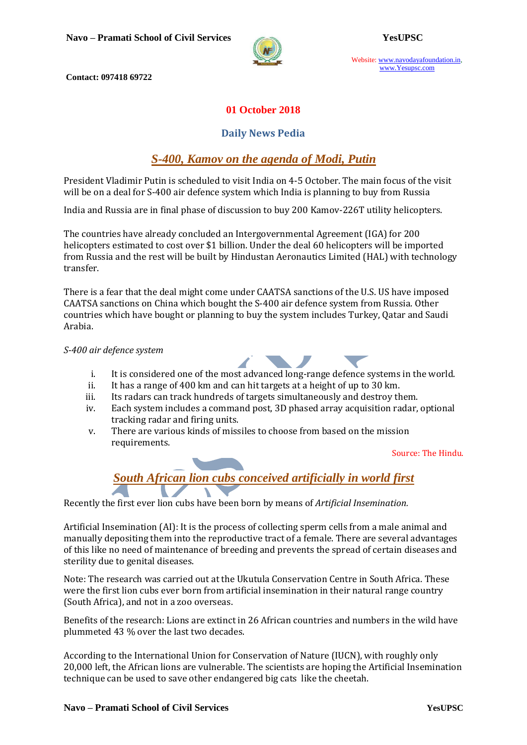**01 October 2018**

## Daily News Pedia

### *S-400, Kamov on the agenda of Modi, Putin*

President Vladimir Putin is scheduled to visit India on 4-5 October. The main focus of the visit will be on a deal for S-400 air defence system which India is planning to buy from Russia

India and Russia are in final phase of discussion to buy 200 Kamov-226T utility helicopters.

The countries have already concluded an Intergovernmental Agreement (IGA) for 200 helicopters estimated to cost over $1 billion. Under the deal 60 helicopters will be imported from Russia and the rest will be built by Hindustan Aeronautics Limited (HAL) with technology transfer.

There is a fear that the deal might come under CAATSA sanctions of the U.S. US have imposed CAATSA sanctions on China which bought the S-400 air defence system from Russia. Other countries which have bought or planning to buy the system includes Turkey, Qatar and Saudi Arabia.

*S-400 air defence system*

i. It is considered one of the most advanced long-range defence systems in the world.
ii. It has a range of 400 km and can hit targets at a height of up to 30 km.
iii. Its radars can track hundreds of targets simultaneously and destroy them.
iv. Each system includes a command post, 3D phased array acquisition radar, optional tracking radar and firing units.
v. There are various kinds of missiles to choose from based on the mission requirements.

Source: The Hindu.

### *South African lion cubs conceived artificially in world first*

Recently the first ever lion cubs have been born by means of *Artificial Insemination.*

Artificial Insemination (AI): It is the process of collecting sperm cells from a male animal and manually depositing them into the reproductive tract of a female. There are several advantages of this like no need of maintenance of breeding and prevents the spread of certain diseases and sterility due to genital diseases.

Note: The research was carried out at the Ukutula Conservation Centre in South Africa. These were the first lion cubs ever born from artificial insemination in their natural range country (South Africa), and not in a zoo overseas.

Benefits of the research: Lions are extinct in 26 African countries and numbers in the wild have plummeted 43 % over the last two decades.

According to the International Union for Conservation of Nature (IUCN), with roughly only 20,000 left, the African lions are vulnerable. The scientists are hoping the Artificial Insemination technique can be used to save other endangered big cats like the cheetah.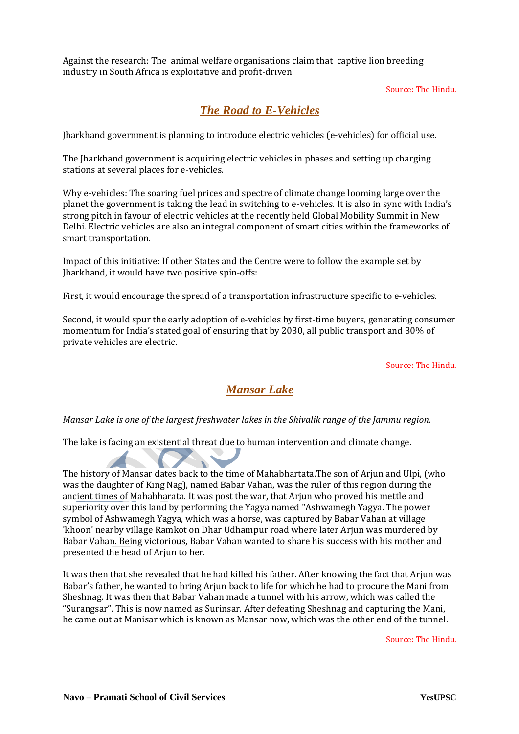Against the research: The animal welfare organisations claim that captive lion breeding industry in South Africa is exploitative and profit-driven.

Source: The Hindu.

## *The Road to E-Vehicles*

Jharkhand government is planning to introduce electric vehicles (e-vehicles) for official use.

The Jharkhand government is acquiring electric vehicles in phases and setting up charging stations at several places for e-vehicles.

Why e-vehicles: The soaring fuel prices and spectre of climate change looming large over the planet the government is taking the lead in switching to e-vehicles. It is also in sync with India's strong pitch in favour of electric vehicles at the recently held Global Mobility Summit in New Delhi. Electric vehicles are also an integral component of smart cities within the frameworks of smart transportation.

Impact of this initiative: If other States and the Centre were to follow the example set by Jharkhand, it would have two positive spin-offs:

First, it would encourage the spread of a transportation infrastructure specific to e-vehicles.

Second, it would spur the early adoption of e-vehicles by first-time buyers, generating consumer momentum for India's stated goal of ensuring that by 2030, all public transport and 30% of private vehicles are electric.

Source: The Hindu.

## *Mansar Lake*

*Mansar Lake is one of the largest freshwater lakes in the Shivalik range of the Jammu region.*

The lake is facing an existential threat due to human intervention and climate change.

The history of Mansar dates back to the time of Mahabhartata.The son of Arjun and Ulpi, (who was the daughter of King Nag), named Babar Vahan, was the ruler of this region during the ancient times of Mahabharata. It was post the war, that Arjun who proved his mettle and superiority over this land by performing the Yagya named "Ashwamegh Yagya. The power symbol of Ashwamegh Yagya, which was a horse, was captured by Babar Vahan at village 'khoon' nearby village Ramkot on Dhar Udhampur road where later Arjun was murdered by Babar Vahan. Being victorious, Babar Vahan wanted to share his success with his mother and presented the head of Arjun to her.

It was then that she revealed that he had killed his father. After knowing the fact that Arjun was Babar's father, he wanted to bring Arjun back to life for which he had to procure the Mani from Sheshnag. It was then that Babar Vahan made a tunnel with his arrow, which was called the "Surangsar". This is now named as Surinsar. After defeating Sheshnag and capturing the Mani, he came out at Manisar which is known as Mansar now, which was the other end of the tunnel.

Source: The Hindu.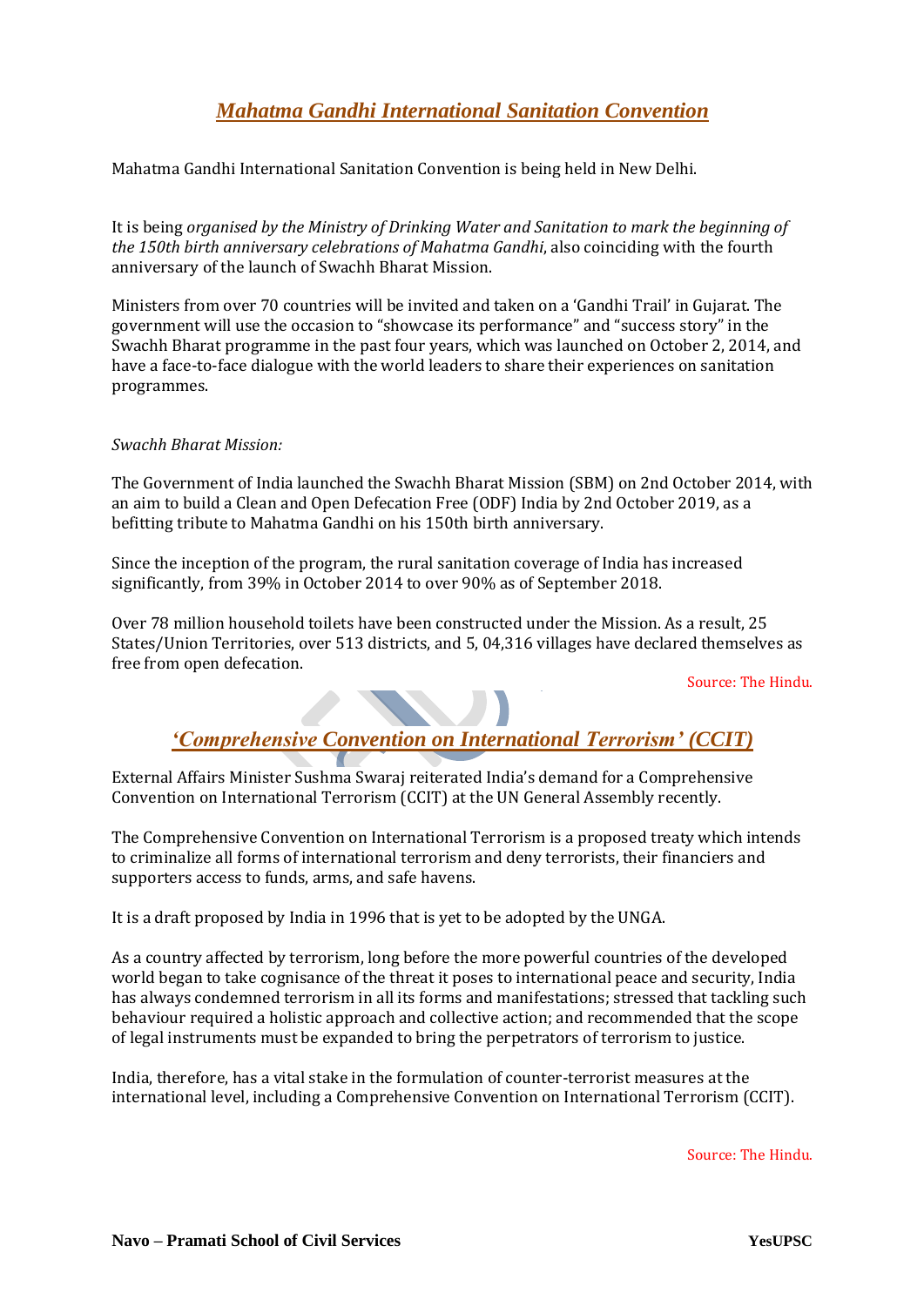## *Mahatma Gandhi International Sanitation Convention*

Mahatma Gandhi International Sanitation Convention is being held in New Delhi.

It is being *organised by the Ministry of Drinking Water and Sanitation to mark the beginning of the 150th birth anniversary celebrations of Mahatma Gandhi*, also coinciding with the fourth anniversary of the launch of Swachh Bharat Mission.

Ministers from over 70 countries will be invited and taken on a 'Gandhi Trail' in Gujarat. The government will use the occasion to "showcase its performance" and "success story" in the Swachh Bharat programme in the past four years, which was launched on October 2, 2014, and have a face-to-face dialogue with the world leaders to share their experiences on sanitation programmes.

*Swachh Bharat Mission:*

The Government of India launched the Swachh Bharat Mission (SBM) on 2nd October 2014, with an aim to build a Clean and Open Defecation Free (ODF) India by 2nd October 2019, as a befitting tribute to Mahatma Gandhi on his 150th birth anniversary.

Since the inception of the program, the rural sanitation coverage of India has increased significantly, from 39% in October 2014 to over 90% as of September 2018.

Over 78 million household toilets have been constructed under the Mission. As a result, 25 States/Union Territories, over 513 districts, and 5, 04,316 villages have declared themselves as free from open defecation.

Source: The Hindu.

## *'Comprehensive Convention on International Terrorism' (CCIT)*

External Affairs Minister Sushma Swaraj reiterated India's demand for a Comprehensive Convention on International Terrorism (CCIT) at the UN General Assembly recently.

The Comprehensive Convention on International Terrorism is a proposed treaty which intends to criminalize all forms of international terrorism and deny terrorists, their financiers and supporters access to funds, arms, and safe havens.

It is a draft proposed by India in 1996 that is yet to be adopted by the UNGA.

As a country affected by terrorism, long before the more powerful countries of the developed world began to take cognisance of the threat it poses to international peace and security, India has always condemned terrorism in all its forms and manifestations; stressed that tackling such behaviour required a holistic approach and collective action; and recommended that the scope of legal instruments must be expanded to bring the perpetrators of terrorism to justice.

India, therefore, has a vital stake in the formulation of counter-terrorist measures at the international level, including a Comprehensive Convention on International Terrorism (CCIT).

Source: The Hindu.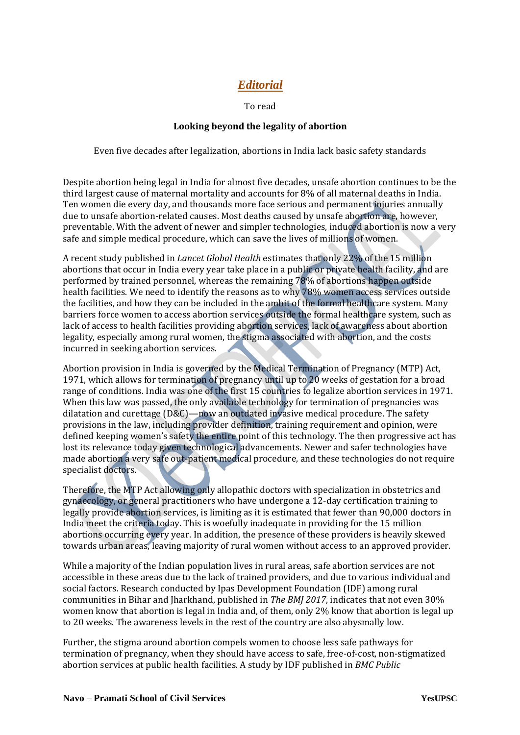# *Editorial*

To read

**Looking beyond the legality of abortion**

Even five decades after legalization, abortions in India lack basic safety standards

Despite abortion being legal in India for almost five decades, unsafe abortion continues to be the third largest cause of maternal mortality and accounts for 8% of all maternal deaths in India. Ten women die every day, and thousands more face serious and permanent injuries annually due to unsafe abortion-related causes. Most deaths caused by unsafe abortion are, however, preventable. With the advent of newer and simpler technologies, induced abortion is now a very safe and simple medical procedure, which can save the lives of millions of women.

A recent study published in *Lancet Global Health* estimates that only 22% of the 15 million abortions that occur in India every year take place in a public or private health facility, and are performed by trained personnel, whereas the remaining 78% of abortions happen outside health facilities. We need to identify the reasons as to why 78% women access services outside the facilities, and how they can be included in the ambit of the formal healthcare system. Many barriers force women to access abortion services outside the formal healthcare system, such as lack of access to health facilities providing abortion services, lack of awareness about abortion legality, especially among rural women, the stigma associated with abortion, and the costs incurred in seeking abortion services.

Abortion provision in India is governed by the Medical Termination of Pregnancy (MTP) Act, 1971, which allows for termination of pregnancy until up to 20 weeks of gestation for a broad range of conditions. India was one of the first 15 countries to legalize abortion services in 1971. When this law was passed, the only available technology for termination of pregnancies was dilatation and curettage (D&C)—now an outdated invasive medical procedure. The safety provisions in the law, including provider definition, training requirement and opinion, were defined keeping women's safety the entire point of this technology. The then progressive act has lost its relevance today given technological advancements. Newer and safer technologies have made abortion a very safe out-patient medical procedure, and these technologies do not require specialist doctors.

Therefore, the MTP Act allowing only allopathic doctors with specialization in obstetrics and gynaecology, or general practitioners who have undergone a 12-day certification training to legally provide abortion services, is limiting as it is estimated that fewer than 90,000 doctors in India meet the criteria today. This is woefully inadequate in providing for the 15 million abortions occurring every year. In addition, the presence of these providers is heavily skewed towards urban areas, leaving majority of rural women without access to an approved provider.

While a majority of the Indian population lives in rural areas, safe abortion services are not accessible in these areas due to the lack of trained providers, and due to various individual and social factors. Research conducted by Ipas Development Foundation (IDF) among rural communities in Bihar and Jharkhand, published in *The BMJ 2017*, indicates that not even 30% women know that abortion is legal in India and, of them, only 2% know that abortion is legal up to 20 weeks. The awareness levels in the rest of the country are also abysmally low.

Further, the stigma around abortion compels women to choose less safe pathways for termination of pregnancy, when they should have access to safe, free-of-cost, non-stigmatized abortion services at public health facilities. A study by IDF published in *BMC Public*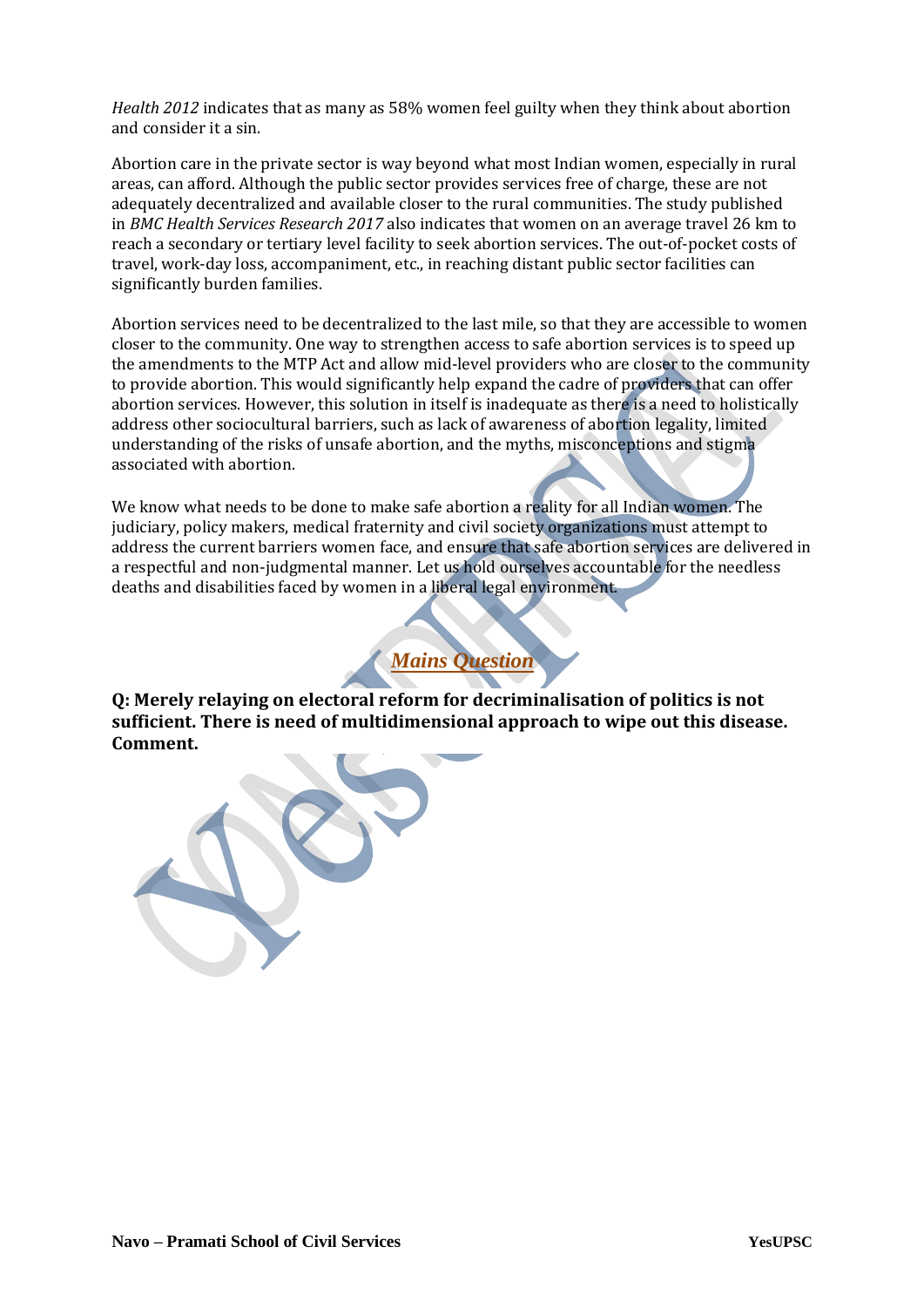*Health 2012* indicates that as many as 58% women feel guilty when they think about abortion and consider it a sin.

Abortion care in the private sector is way beyond what most Indian women, especially in rural areas, can afford. Although the public sector provides services free of charge, these are not adequately decentralized and available closer to the rural communities. The study published in *BMC Health Services Research 2017* also indicates that women on an average travel 26 km to reach a secondary or tertiary level facility to seek abortion services. The out-of-pocket costs of travel, work-day loss, accompaniment, etc., in reaching distant public sector facilities can significantly burden families.

Abortion services need to be decentralized to the last mile, so that they are accessible to women closer to the community. One way to strengthen access to safe abortion services is to speed up the amendments to the MTP Act and allow mid-level providers who are closer to the community to provide abortion. This would significantly help expand the cadre of providers that can offer abortion services. However, this solution in itself is inadequate as there is a need to holistically address other sociocultural barriers, such as lack of awareness of abortion legality, limited understanding of the risks of unsafe abortion, and the myths, misconceptions and stigma associated with abortion.

We know what needs to be done to make safe abortion a reality for all Indian women. The judiciary, policy makers, medical fraternity and civil society organizations must attempt to address the current barriers women face, and ensure that safe abortion services are delivered in a respectful and non-judgmental manner. Let us hold ourselves accountable for the needless deaths and disabilities faced by women in a liberal legal environment.

## *Mains Question*

**Q: Merely relaying on electoral reform for decriminalisation of politics is not sufficient. There is need of multidimensional approach to wipe out this disease. Comment.**